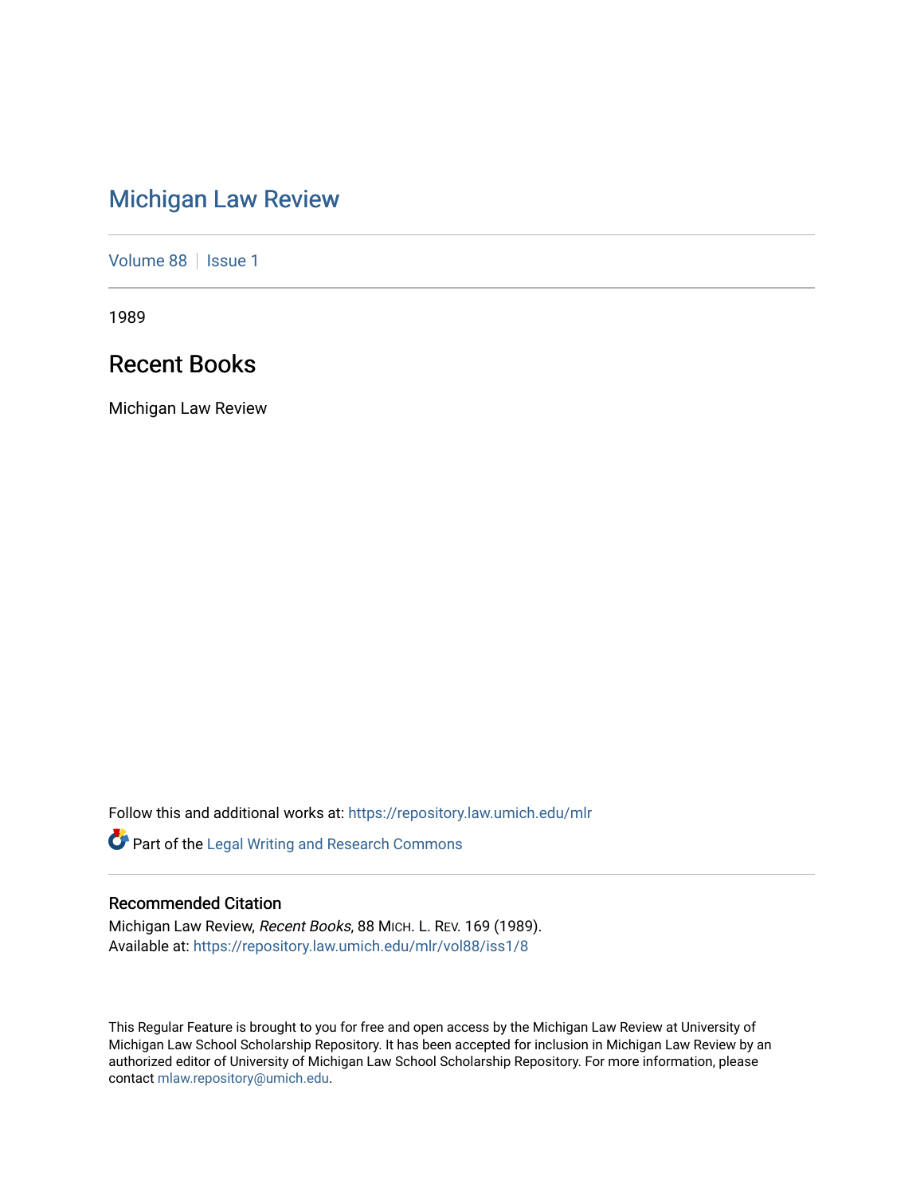# Michigan Law Review

Volume 88 | Issue 1

1989

## Recent Books

Michigan Law Review

Follow this and additional works at: https://repository.law.umich.edu/mlr

Part of the Legal Writing and Research Commons

### Recommended Citation

Michigan Law Review, *Recent Books*, 88 MICH. L. REV. 169 (1989).
Available at: https://repository.law.umich.edu/mlr/vol88/iss1/8

This Regular Feature is brought to you for free and open access by the Michigan Law Review at University of Michigan Law School Scholarship Repository. It has been accepted for inclusion in Michigan Law Review by an authorized editor of University of Michigan Law School Scholarship Repository. For more information, please contact mlaw.repository@umich.edu.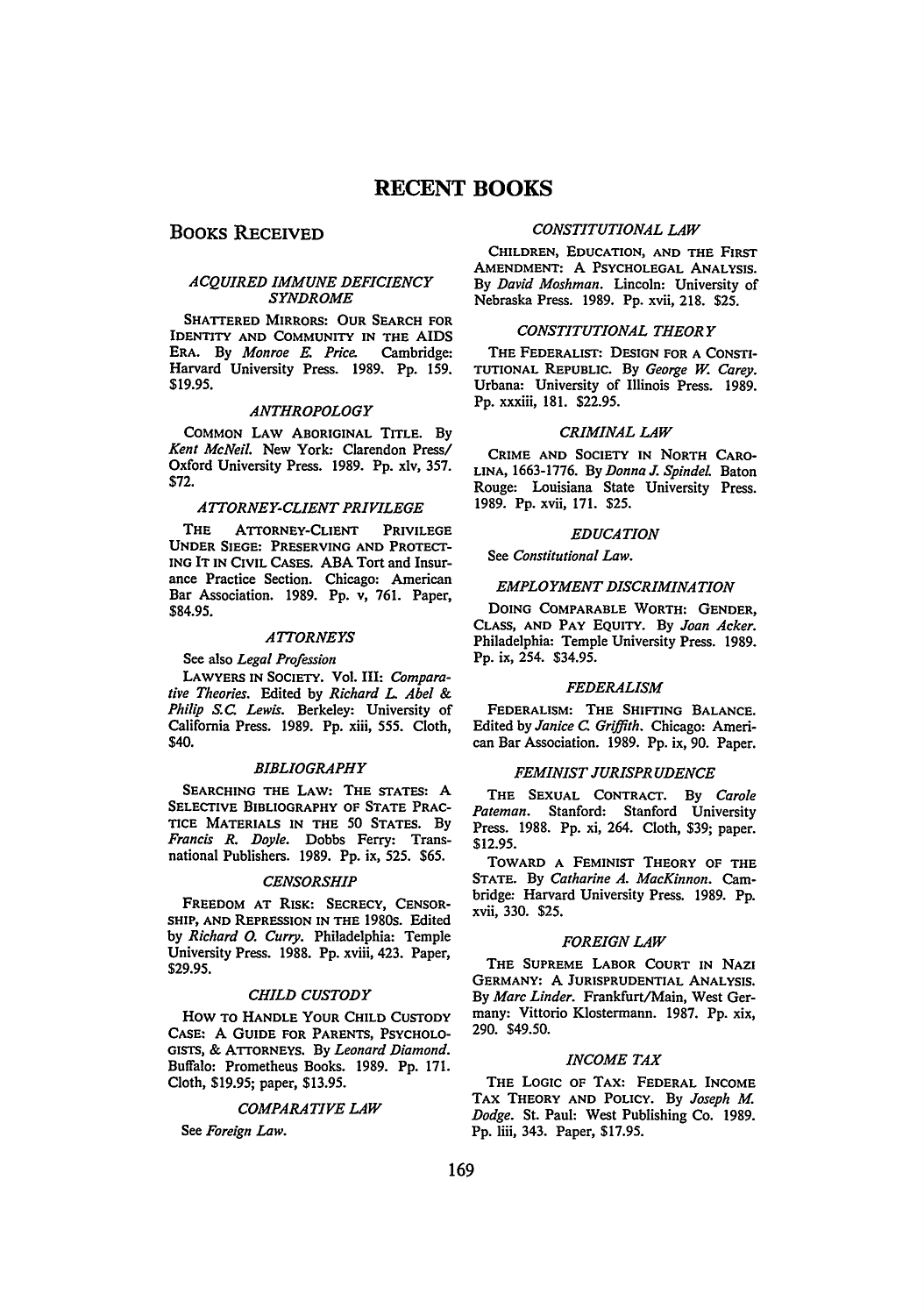# RECENT BOOKS

## Books Received

### *ACQUIRED IMMUNE DEFICIENCY SYNDROME*

SHATTERED MIRRORS: OUR SEARCH FOR IDENTITY AND COMMUNITY IN THE AIDS ERA. By *Monroe E. Price*. Cambridge: Harvard University Press. 1989. Pp. 159. $19.95.

### *ANTHROPOLOGY*

COMMON LAW ABORIGINAL TITLE. By *Kent McNeil*. New York: Clarendon Press/Oxford University Press. 1989. Pp. xlv, 357. $72.

### *ATTORNEY-CLIENT PRIVILEGE*

THE ATTORNEY-CLIENT PRIVILEGE UNDER SIEGE: PRESERVING AND PROTECTING IT IN CIVIL CASES. ABA Tort and Insurance Practice Section. Chicago: American Bar Association. 1989. Pp. v, 761. Paper, $84.95.

### *ATTORNEYS*

See also *Legal Profession*

LAWYERS IN SOCIETY. Vol. III: *Comparative Theories*. Edited by *Richard L. Abel & Philip S.C. Lewis*. Berkeley: University of California Press. 1989. Pp. xiii, 555. Cloth, $40.

### *BIBLIOGRAPHY*

SEARCHING THE LAW: THE STATES: A SELECTIVE BIBLIOGRAPHY OF STATE PRACTICE MATERIALS IN THE 50 STATES. By *Francis R. Doyle*. Dobbs Ferry: Transnational Publishers. 1989. Pp. ix, 525. $65.

### *CENSORSHIP*

FREEDOM AT RISK: SECRECY, CENSORSHIP, AND REPRESSION IN THE 1980s. Edited by *Richard O. Curry*. Philadelphia: Temple University Press. 1988. Pp. xviii, 423. Paper, $29.95.

### *CHILD CUSTODY*

HOW TO HANDLE YOUR CHILD CUSTODY CASE: A GUIDE FOR PARENTS, PSYCHOLOGISTS, & ATTORNEYS. By *Leonard Diamond*. Buffalo: Prometheus Books. 1989. Pp. 171. Cloth, $19.95; paper, $13.95.

### *COMPARATIVE LAW*

See *Foreign Law*.

### *CONSTITUTIONAL LAW*

CHILDREN, EDUCATION, AND THE FIRST AMENDMENT: A PSYCHOLEGAL ANALYSIS. By *David Moshman*. Lincoln: University of Nebraska Press. 1989. Pp. xvii, 218. $25.

### *CONSTITUTIONAL THEORY*

THE FEDERALIST: DESIGN FOR A CONSTITUTIONAL REPUBLIC. By *George W. Carey*. Urbana: University of Illinois Press. 1989. Pp. xxxiii, 181. $22.95.

### *CRIMINAL LAW*

CRIME AND SOCIETY IN NORTH CAROLINA, 1663-1776. By *Donna J. Spindel*. Baton Rouge: Louisiana State University Press. 1989. Pp. xvii, 171. $25.

### *EDUCATION*

See *Constitutional Law*.

### *EMPLOYMENT DISCRIMINATION*

DOING COMPARABLE WORTH: GENDER, CLASS, AND PAY EQUITY. By *Joan Acker*. Philadelphia: Temple University Press. 1989. Pp. ix, 254. $34.95.

### *FEDERALISM*

FEDERALISM: THE SHIFTING BALANCE. Edited by *Janice C. Griffith*. Chicago: American Bar Association. 1989. Pp. ix, 90. Paper.

### *FEMINIST JURISPRUDENCE*

THE SEXUAL CONTRACT. By *Carole Pateman*. Stanford: Stanford University Press. 1988. Pp. xi, 264. Cloth, $39; paper. $12.95.

TOWARD A FEMINIST THEORY OF THE STATE. By *Catharine A. MacKinnon*. Cambridge: Harvard University Press. 1989. Pp. xvii, 330. $25.

### *FOREIGN LAW*

THE SUPREME LABOR COURT IN NAZI GERMANY: A JURISPRUDENTIAL ANALYSIS. By *Marc Linder*. Frankfurt/Main, West Germany: Vittorio Klostermann. 1987. Pp. xix, 290. $49.50.

### *INCOME TAX*

THE LOGIC OF TAX: FEDERAL INCOME TAX THEORY AND POLICY. By *Joseph M. Dodge*. St. Paul: West Publishing Co. 1989. Pp. liii, 343. Paper, $17.95.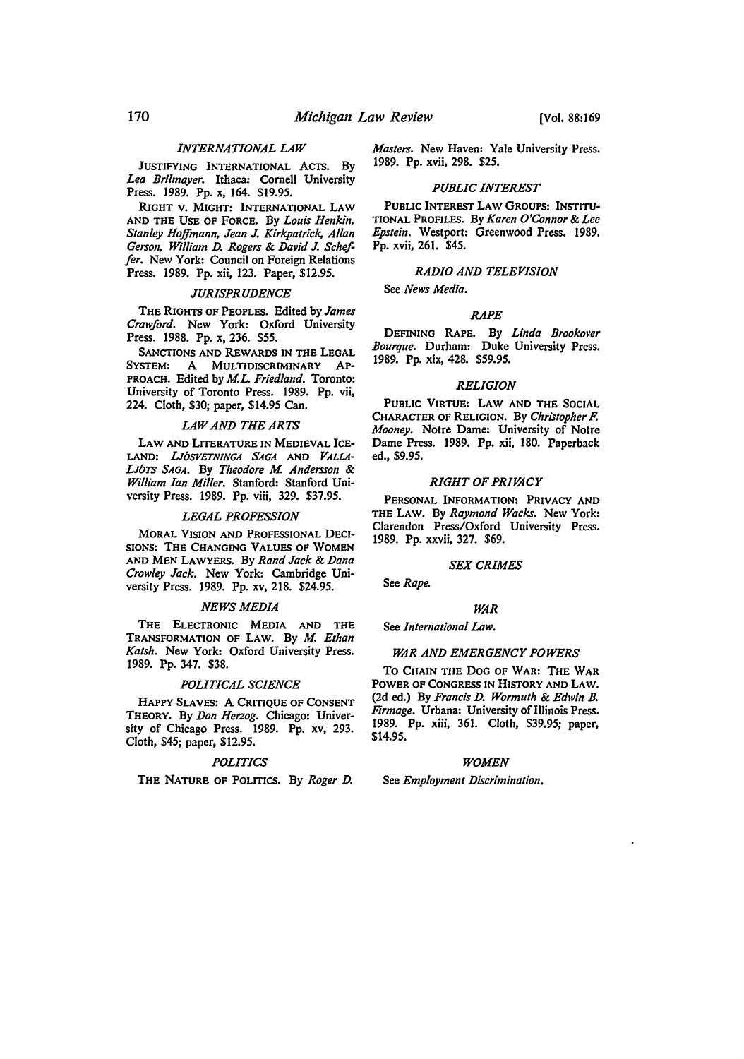*INTERNATIONAL LAW*

JUSTIFYING INTERNATIONAL ACTS. By *Lea Brilmayer*. Ithaca: Cornell University Press. 1989. Pp. x, 164. $19.95.

RIGHT V. MIGHT: INTERNATIONAL LAW AND THE USE OF FORCE. By *Louis Henkin, Stanley Hoffmann, Jean J. Kirkpatrick, Allan Gerson, William D. Rogers & David J. Scheffer*. New York: Council on Foreign Relations Press. 1989. Pp. xii, 123. Paper, $12.95.

*JURISPRUDENCE*

THE RIGHTS OF PEOPLES. Edited by *James Crawford*. New York: Oxford University Press. 1988. Pp. x, 236. $55.

SANCTIONS AND REWARDS IN THE LEGAL SYSTEM: A MULTIDISCRIMINARY APPROACH. Edited by *M.L. Friedland*. Toronto: University of Toronto Press. 1989. Pp. vii, 224. Cloth, $30; paper, $14.95 Can.

*LAW AND THE ARTS*

LAW AND LITERATURE IN MEDIEVAL ICELAND: *LJÓSVETNINGA SAGA* AND *VALLA-LJÓTS SAGA*. By *Theodore M. Andersson & William Ian Miller*. Stanford: Stanford University Press. 1989. Pp. viii, 329. $37.95.

*LEGAL PROFESSION*

MORAL VISION AND PROFESSIONAL DECISIONS: THE CHANGING VALUES OF WOMEN AND MEN LAWYERS. By *Rand Jack & Dana Crowley Jack*. New York: Cambridge University Press. 1989. Pp. xv, 218. $24.95.

*NEWS MEDIA*

THE ELECTRONIC MEDIA AND THE TRANSFORMATION OF LAW. By *M. Ethan Katsh*. New York: Oxford University Press. 1989. Pp. 347. $38.

*POLITICAL SCIENCE*

HAPPY SLAVES: A CRITIQUE OF CONSENT THEORY. By *Don Herzog*. Chicago: University of Chicago Press. 1989. Pp. xv, 293. Cloth, $45; paper, $12.95.

*POLITICS*

THE NATURE OF POLITICS. By *Roger D. Masters*. New Haven: Yale University Press. 1989. Pp. xvii, 298. $25.

*PUBLIC INTEREST*

PUBLIC INTEREST LAW GROUPS: INSTITUTIONAL PROFILES. By *Karen O'Connor & Lee Epstein*. Westport: Greenwood Press. 1989. Pp. xvii, 261. $45.

*RADIO AND TELEVISION*

See *News Media*.

*RAPE*

DEFINING RAPE. By *Linda Brookover Bourque*. Durham: Duke University Press. 1989. Pp. xix, 428. $59.95.

*RELIGION*

PUBLIC VIRTUE: LAW AND THE SOCIAL CHARACTER OF RELIGION. By *Christopher F. Mooney*. Notre Dame: University of Notre Dame Press. 1989. Pp. xii, 180. Paperback ed., $9.95.

*RIGHT OF PRIVACY*

PERSONAL INFORMATION: PRIVACY AND THE LAW. By *Raymond Wacks*. New York: Clarendon Press/Oxford University Press. 1989. Pp. xxvii, 327. $69.

*SEX CRIMES*

See *Rape*.

*WAR*

See *International Law*.

*WAR AND EMERGENCY POWERS*

TO CHAIN THE DOG OF WAR: THE WAR POWER OF CONGRESS IN HISTORY AND LAW. (2d ed.) By *Francis D. Wormuth & Edwin B. Firmage*. Urbana: University of Illinois Press. 1989. Pp. xiii, 361. Cloth, $39.95; paper, $14.95.

*WOMEN*

See *Employment Discrimination*.